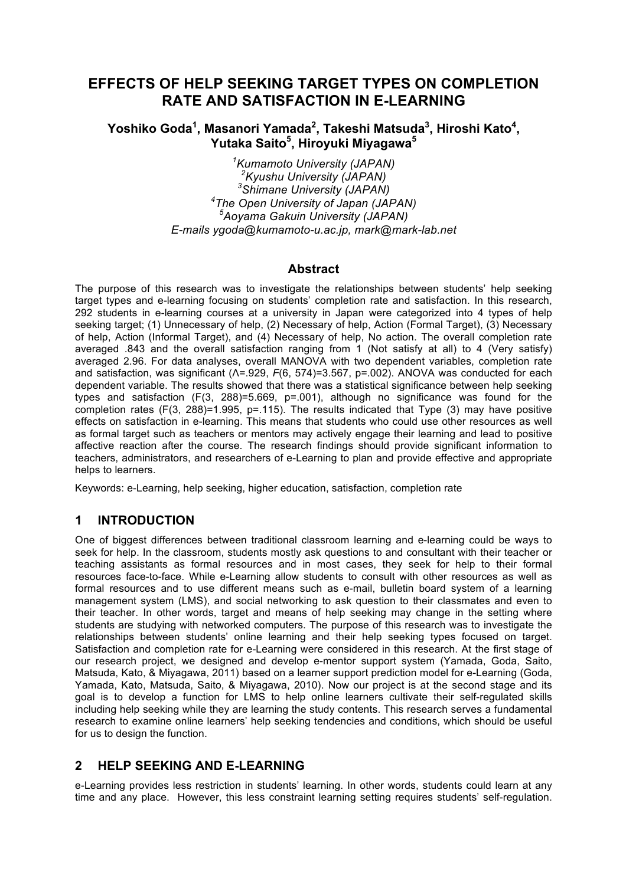# EFFECTS OF HELP SEEKING TARGET TYPES ON COMPLETION RATE AND SATISFACTION IN E-LEARNING

**Yoshiko Goda[1], Masanori Yamada[2], Takeshi Matsuda[3], Hiroshi Kato[4], Yutaka Saito[5], Hiroyuki Miyagawa[5]**

*[1]Kumamoto University (JAPAN)*
*[2]Kyushu University (JAPAN)*
*[3]Shimane University (JAPAN)*
*[4]The Open University of Japan (JAPAN)*
*[5]Aoyama Gakuin University (JAPAN)*
*E-mails ygoda@kumamoto-u.ac.jp, mark@mark-lab.net*

## Abstract

The purpose of this research was to investigate the relationships between students' help seeking target types and e-learning focusing on students' completion rate and satisfaction. In this research, 292 students in e-learning courses at a university in Japan were categorized into 4 types of help seeking target; (1) Unnecessary of help, (2) Necessary of help, Action (Formal Target), (3) Necessary of help, Action (Informal Target), and (4) Necessary of help, No action. The overall completion rate averaged .843 and the overall satisfaction ranging from 1 (Not satisfy at all) to 4 (Very satisfy) averaged 2.96. For data analyses, overall MANOVA with two dependent variables, completion rate and satisfaction, was significant ($\Lambda$=.929, $F(6, 574)=3.567$, $p=.002$). ANOVA was conducted for each dependent variable. The results showed that there was a statistical significance between help seeking types and satisfaction ($F(3, 288)=5.669$, $p=.001$), although no significance was found for the completion rates ($F(3, 288)=1.995$, $p=.115$). The results indicated that Type (3) may have positive effects on satisfaction in e-learning. This means that students who could use other resources as well as formal target such as teachers or mentors may actively engage their learning and lead to positive affective reaction after the course. The research findings should provide significant information to teachers, administrators, and researchers of e-Learning to plan and provide effective and appropriate helps to learners.

Keywords: e-Learning, help seeking, higher education, satisfaction, completion rate

## 1 INTRODUCTION

One of biggest differences between traditional classroom learning and e-learning could be ways to seek for help. In the classroom, students mostly ask questions to and consultant with their teacher or teaching assistants as formal resources and in most cases, they seek for help to their formal resources face-to-face. While e-Learning allow students to consult with other resources as well as formal resources and to use different means such as e-mail, bulletin board system of a learning management system (LMS), and social networking to ask question to their classmates and even to their teacher. In other words, target and means of help seeking may change in the setting where students are studying with networked computers. The purpose of this research was to investigate the relationships between students' online learning and their help seeking types focused on target. Satisfaction and completion rate for e-Learning were considered in this research. At the first stage of our research project, we designed and develop e-mentor support system (Yamada, Goda, Saito, Matsuda, Kato, & Miyagawa, 2011) based on a learner support prediction model for e-Learning (Goda, Yamada, Kato, Matsuda, Saito, & Miyagawa, 2010). Now our project is at the second stage and its goal is to develop a function for LMS to help online learners cultivate their self-regulated skills including help seeking while they are learning the study contents. This research serves a fundamental research to examine online learners' help seeking tendencies and conditions, which should be useful for us to design the function.

## 2 HELP SEEKING AND E-LEARNING

e-Learning provides less restriction in students' learning. In other words, students could learn at any time and any place. However, this less constraint learning setting requires students' self-regulation.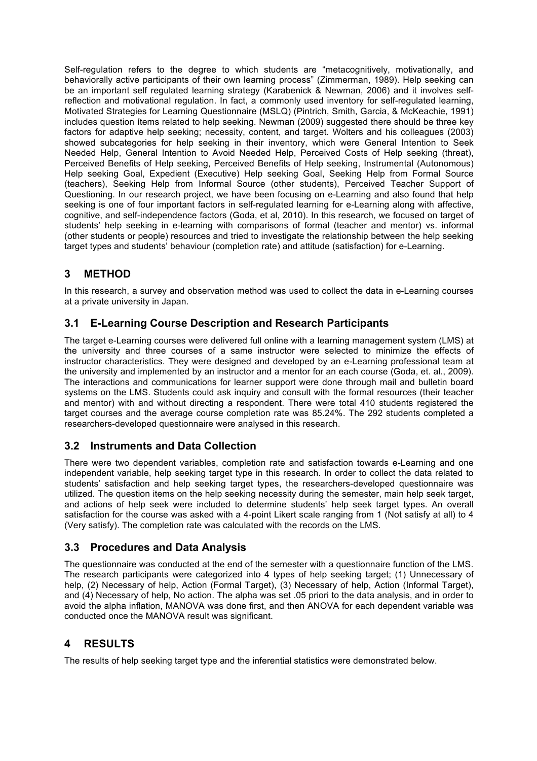Self-regulation refers to the degree to which students are "metacognitively, motivationally, and behaviorally active participants of their own learning process" (Zimmerman, 1989). Help seeking can be an important self regulated learning strategy (Karabenick & Newman, 2006) and it involves self-reflection and motivational regulation. In fact, a commonly used inventory for self-regulated learning, Motivated Strategies for Learning Questionnaire (MSLQ) (Pintrich, Smith, Garcia, & McKeachie, 1991) includes question ítems related to help seeking. Newman (2009) suggested there should be three key factors for adaptive help seeking; necessity, content, and target. Wolters and his colleagues (2003) showed subcategories for help seeking in their inventory, which were General Intention to Seek Needed Help, General Intention to Avoid Needed Help, Perceived Costs of Help seeking (threat), Perceived Benefits of Help seeking, Perceived Benefits of Help seeking, Instrumental (Autonomous) Help seeking Goal, Expedient (Executive) Help seeking Goal, Seeking Help from Formal Source (teachers), Seeking Help from Informal Source (other students), Perceived Teacher Support of Questioning. In our research project, we have been focusing on e-Learning and also found that help seeking is one of four important factors in self-regulated learning for e-Learning along with affective, cognitive, and self-independence factors (Goda, et al, 2010). In this research, we focused on target of students' help seeking in e-learning with comparisons of formal (teacher and mentor) vs. informal (other students or people) resources and tried to investigate the relationship between the help seeking target types and students' behaviour (completion rate) and attitude (satisfaction) for e-Learning.

## 3 METHOD

In this research, a survey and observation method was used to collect the data in e-Learning courses at a private university in Japan.

### 3.1 E-Learning Course Description and Research Participants

The target e-Learning courses were delivered full online with a learning management system (LMS) at the university and three courses of a same instructor were selected to minimize the effects of instructor characteristics. They were designed and developed by an e-Learning professional team at the university and implemented by an instructor and a mentor for an each course (Goda, et. al., 2009). The interactions and communications for learner support were done through mail and bulletin board systems on the LMS. Students could ask inquiry and consult with the formal resources (their teacher and mentor) with and without directing a respondent. There were total 410 students registered the target courses and the average course completion rate was 85.24%. The 292 students completed a researchers-developed questionnaire were analysed in this research.

### 3.2 Instruments and Data Collection

There were two dependent variables, completion rate and satisfaction towards e-Learning and one independent variable, help seeking target type in this research. In order to collect the data related to students' satisfaction and help seeking target types, the researchers-developed questionnaire was utilized. The question items on the help seeking necessity during the semester, main help seek target, and actions of help seek were included to determine students' help seek target types. An overall satisfaction for the course was asked with a 4-point Likert scale ranging from 1 (Not satisfy at all) to 4 (Very satisfy). The completion rate was calculated with the records on the LMS.

### 3.3 Procedures and Data Analysis

The questionnaire was conducted at the end of the semester with a questionnaire function of the LMS. The research participants were categorized into 4 types of help seeking target; (1) Unnecessary of help, (2) Necessary of help, Action (Formal Target), (3) Necessary of help, Action (Informal Target), and (4) Necessary of help, No action. The alpha was set .05 priori to the data analysis, and in order to avoid the alpha inflation, MANOVA was done first, and then ANOVA for each dependent variable was conducted once the MANOVA result was significant.

## 4 RESULTS

The results of help seeking target type and the inferential statistics were demonstrated below.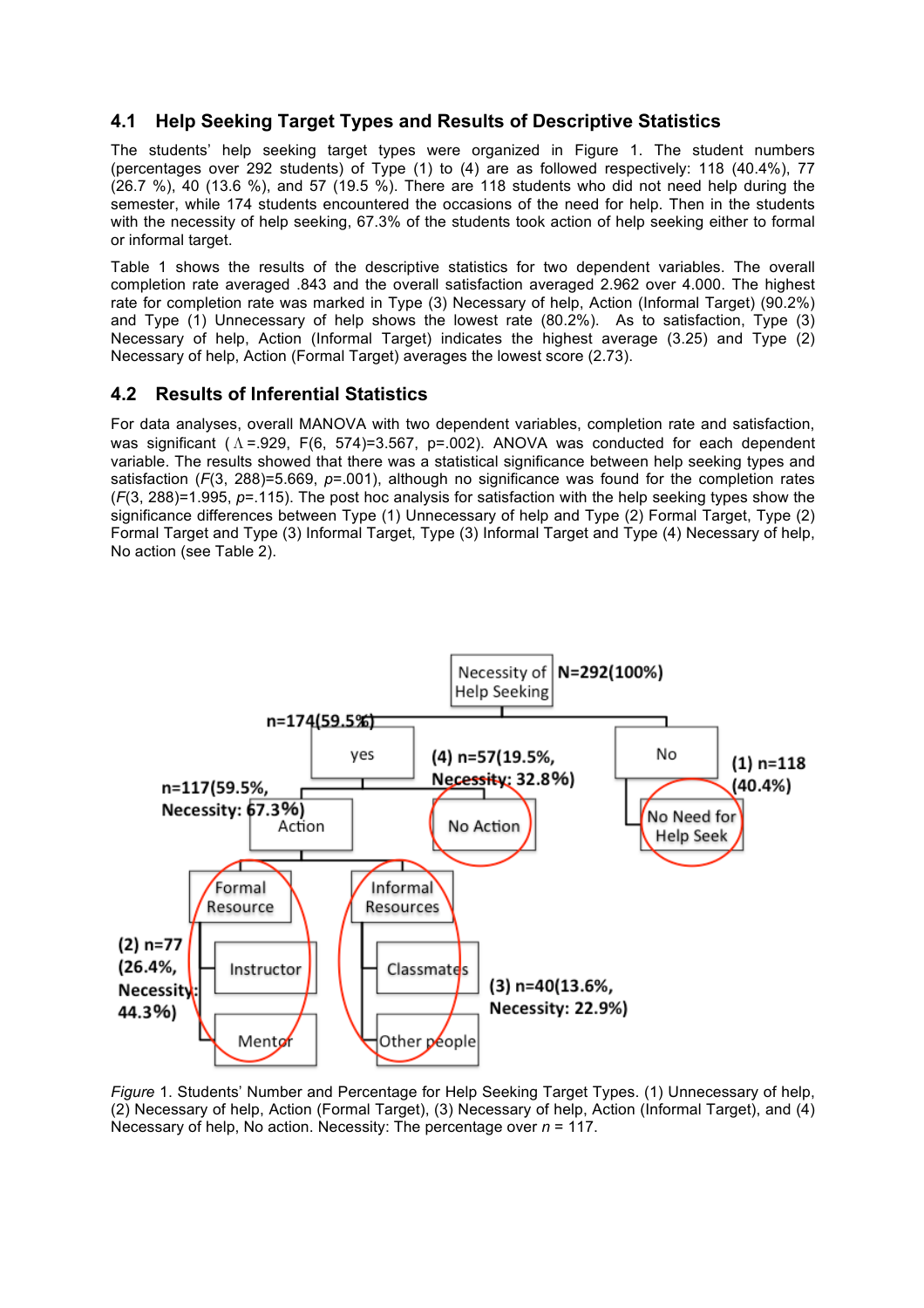## 4.1 Help Seeking Target Types and Results of Descriptive Statistics

The students' help seeking target types were organized in Figure 1. The student numbers (percentages over 292 students) of Type (1) to (4) are as followed respectively: 118 (40.4%), 77 (26.7 %), 40 (13.6 %), and 57 (19.5 %). There are 118 students who did not need help during the semester, while 174 students encountered the occasions of the need for help. Then in the students with the necessity of help seeking, 67.3% of the students took action of help seeking either to formal or informal target.

Table 1 shows the results of the descriptive statistics for two dependent variables. The overall completion rate averaged .843 and the overall satisfaction averaged 2.962 over 4.000. The highest rate for completion rate was marked in Type (3) Necessary of help, Action (Informal Target) (90.2%) and Type (1) Unnecessary of help shows the lowest rate (80.2%). As to satisfaction, Type (3) Necessary of help, Action (Informal Target) indicates the highest average (3.25) and Type (2) Necessary of help, Action (Formal Target) averages the lowest score (2.73).

## 4.2 Results of Inferential Statistics

For data analyses, overall MANOVA with two dependent variables, completion rate and satisfaction, was significant ($\Lambda$=.929, F(6, 574)=3.567, p=.002). ANOVA was conducted for each dependent variable. The results showed that there was a statistical significance between help seeking types and satisfaction ($F(3, 288)=5.669$, $p=.001$), although no significance was found for the completion rates ($F(3, 288)=1.995$, $p=.115$). The post hoc analysis for satisfaction with the help seeking types show the significance differences between Type (1) Unnecessary of help and Type (2) Formal Target, Type (2) Formal Target and Type (3) Informal Target, Type (3) Informal Target and Type (4) Necessary of help, No action (see Table 2).

*Figure* 1. Students' Number and Percentage for Help Seeking Target Types. (1) Unnecessary of help, (2) Necessary of help, Action (Formal Target), (3) Necessary of help, Action (Informal Target), and (4) Necessary of help, No action. Necessity: The percentage over $n$ = 117.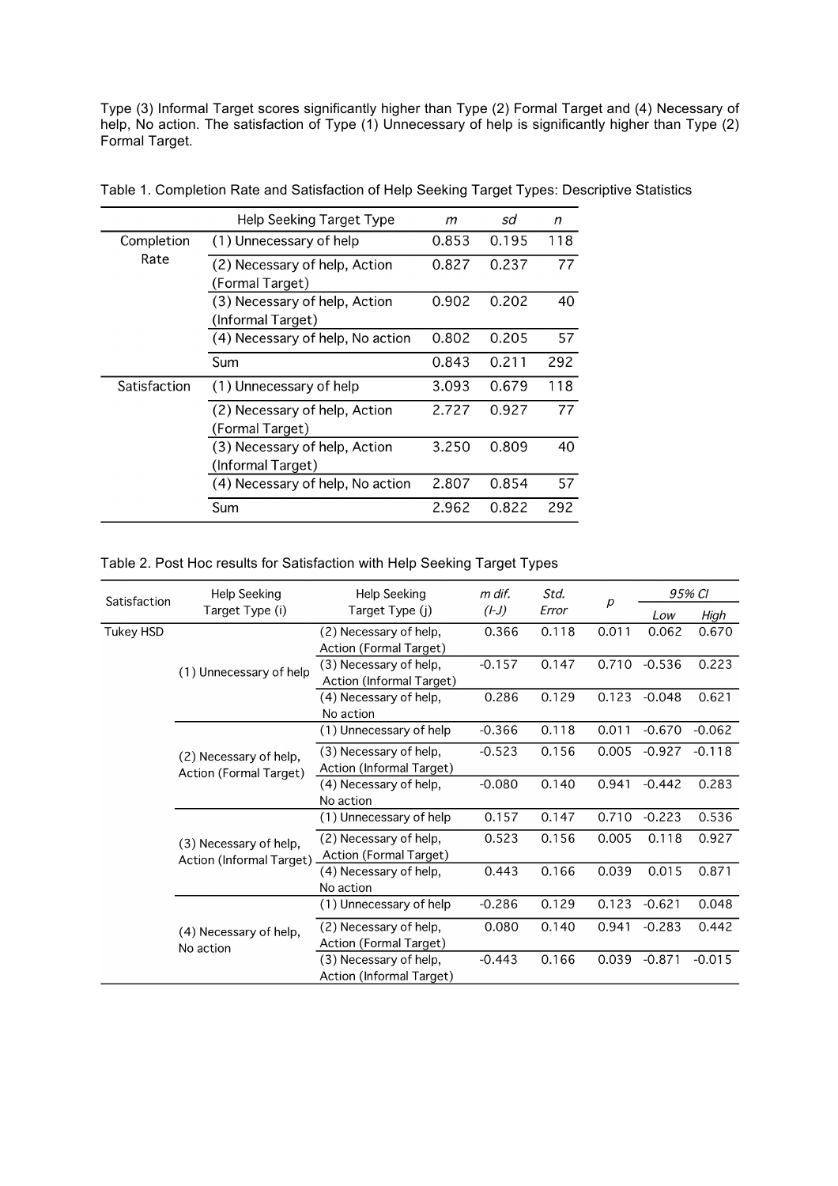Type (3) Informal Target scores significantly higher than Type (2) Formal Target and (4) Necessary of help, No action. The satisfaction of Type (1) Unnecessary of help is significantly higher than Type (2) Formal Target.

Table 1. Completion Rate and Satisfaction of Help Seeking Target Types: Descriptive Statistics

| | Help Seeking Target Type | *m* | *sd* | *n* |
|---|---|---|---|---|
| Completion Rate | (1) Unnecessary of help | 0.853 | 0.195 | 118 |
| | (2) Necessary of help, Action (Formal Target) | 0.827 | 0.237 | 77 |
| | (3) Necessary of help, Action (Informal Target) | 0.902 | 0.202 | 40 |
| | (4) Necessary of help, No action | 0.802 | 0.205 | 57 |
| | Sum | 0.843 | 0.211 | 292 |
| Satisfaction | (1) Unnecessary of help | 3.093 | 0.679 | 118 |
| | (2) Necessary of help, Action (Formal Target) | 2.727 | 0.927 | 77 |
| | (3) Necessary of help, Action (Informal Target) | 3.250 | 0.809 | 40 |
| | (4) Necessary of help, No action | 2.807 | 0.854 | 57 |
| | Sum | 2.962 | 0.822 | 292 |

Table 2. Post Hoc results for Satisfaction with Help Seeking Target Types

| Satisfaction | Help Seeking Target Type (i) | Help Seeking Target Type (j) | *m dif.* *(I-J)* | *Std. Error* | *p* | *95% CI* | |
|---|---|---|---|---|---|---|---|
| | | | | | | *Low* | *High* |
| Tukey HSD | (1) Unnecessary of help | (2) Necessary of help, Action (Formal Target) | 0.366 | 0.118 | 0.011 | 0.062 | 0.670 |
| | | (3) Necessary of help, Action (Informal Target) | -0.157 | 0.147 | 0.710 | -0.536 | 0.223 |
| | | (4) Necessary of help, No action | 0.286 | 0.129 | 0.123 | -0.048 | 0.621 |
| | (2) Necessary of help, Action (Formal Target) | (1) Unnecessary of help | -0.366 | 0.118 | 0.011 | -0.670 | -0.062 |
| | | (3) Necessary of help, Action (Informal Target) | -0.523 | 0.156 | 0.005 | -0.927 | -0.118 |
| | | (4) Necessary of help, No action | -0.080 | 0.140 | 0.941 | -0.442 | 0.283 |
| | (3) Necessary of help, Action (Informal Target) | (1) Unnecessary of help | 0.157 | 0.147 | 0.710 | -0.223 | 0.536 |
| | | (2) Necessary of help, Action (Formal Target) | 0.523 | 0.156 | 0.005 | 0.118 | 0.927 |
| | | (4) Necessary of help, No action | 0.443 | 0.166 | 0.039 | 0.015 | 0.871 |
| | (4) Necessary of help, No action | (1) Unnecessary of help | -0.286 | 0.129 | 0.123 | -0.621 | 0.048 |
| | | (2) Necessary of help, Action (Formal Target) | 0.080 | 0.140 | 0.941 | -0.283 | 0.442 |
| | | (3) Necessary of help, Action (Informal Target) | -0.443 | 0.166 | 0.039 | -0.871 | -0.015 |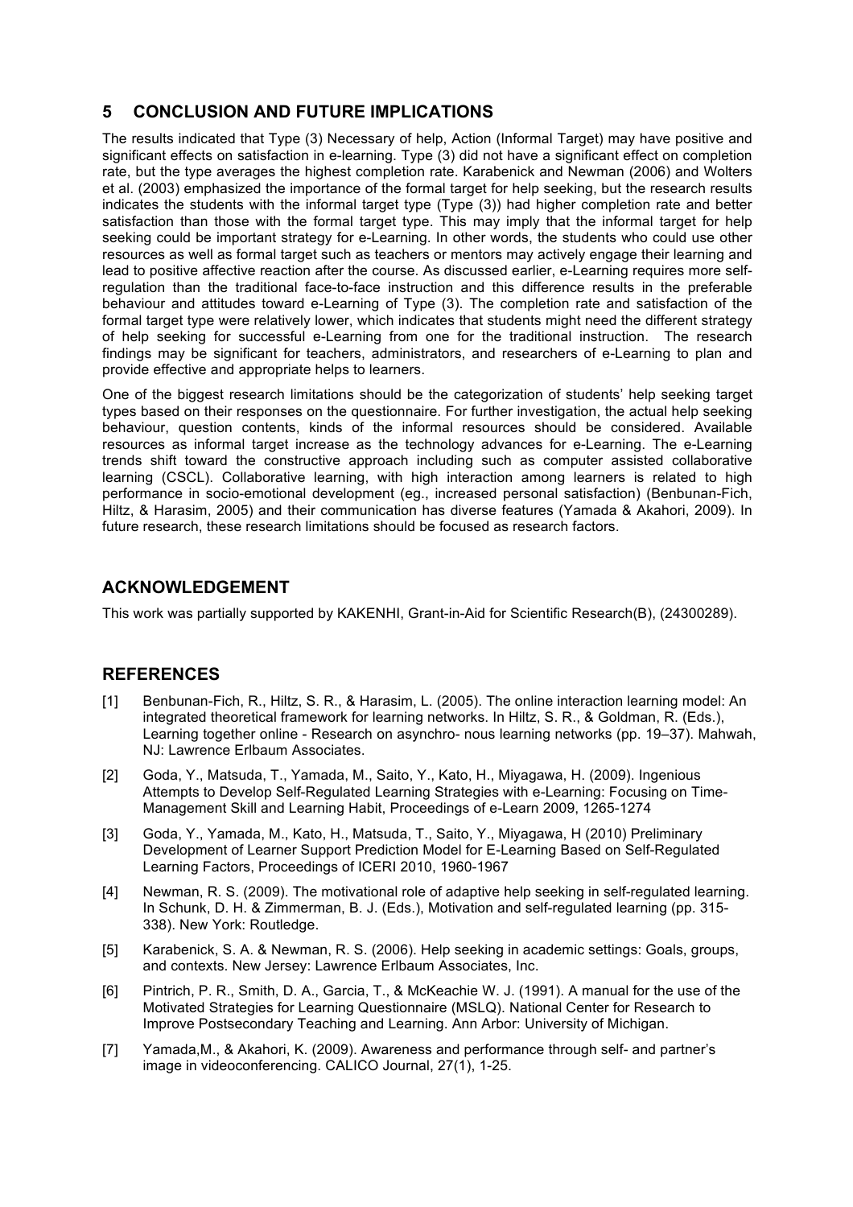## 5 CONCLUSION AND FUTURE IMPLICATIONS

The results indicated that Type (3) Necessary of help, Action (Informal Target) may have positive and significant effects on satisfaction in e-learning. Type (3) did not have a significant effect on completion rate, but the type averages the highest completion rate. Karabenick and Newman (2006) and Wolters et al. (2003) emphasized the importance of the formal target for help seeking, but the research results indicates the students with the informal target type (Type (3)) had higher completion rate and better satisfaction than those with the formal target type. This may imply that the informal target for help seeking could be important strategy for e-Learning. In other words, the students who could use other resources as well as formal target such as teachers or mentors may actively engage their learning and lead to positive affective reaction after the course. As discussed earlier, e-Learning requires more self-regulation than the traditional face-to-face instruction and this difference results in the preferable behaviour and attitudes toward e-Learning of Type (3). The completion rate and satisfaction of the formal target type were relatively lower, which indicates that students might need the different strategy of help seeking for successful e-Learning from one for the traditional instruction. The research findings may be significant for teachers, administrators, and researchers of e-Learning to plan and provide effective and appropriate helps to learners.

One of the biggest research limitations should be the categorization of students' help seeking target types based on their responses on the questionnaire. For further investigation, the actual help seeking behaviour, question contents, kinds of the informal resources should be considered. Available resources as informal target increase as the technology advances for e-Learning. The e-Learning trends shift toward the constructive approach including such as computer assisted collaborative learning (CSCL). Collaborative learning, with high interaction among learners is related to high performance in socio-emotional development (eg., increased personal satisfaction) (Benbunan-Fich, Hiltz, & Harasim, 2005) and their communication has diverse features (Yamada & Akahori, 2009). In future research, these research limitations should be focused as research factors.

## ACKNOWLEDGEMENT

This work was partially supported by KAKENHI, Grant-in-Aid for Scientific Research(B), (24300289).

## REFERENCES

[1] Benbunan-Fich, R., Hiltz, S. R., & Harasim, L. (2005). The online interaction learning model: An integrated theoretical framework for learning networks. In Hiltz, S. R., & Goldman, R. (Eds.), Learning together online - Research on asynchro- nous learning networks (pp. 19–37). Mahwah, NJ: Lawrence Erlbaum Associates.

[2] Goda, Y., Matsuda, T., Yamada, M., Saito, Y., Kato, H., Miyagawa, H. (2009). Ingenious Attempts to Develop Self-Regulated Learning Strategies with e-Learning: Focusing on Time-Management Skill and Learning Habit, Proceedings of e-Learn 2009, 1265-1274

[3] Goda, Y., Yamada, M., Kato, H., Matsuda, T., Saito, Y., Miyagawa, H (2010) Preliminary Development of Learner Support Prediction Model for E-Learning Based on Self-Regulated Learning Factors, Proceedings of ICERI 2010, 1960-1967

[4] Newman, R. S. (2009). The motivational role of adaptive help seeking in self-regulated learning. In Schunk, D. H. & Zimmerman, B. J. (Eds.), Motivation and self-regulated learning (pp. 315-338). New York: Routledge.

[5] Karabenick, S. A. & Newman, R. S. (2006). Help seeking in academic settings: Goals, groups, and contexts. New Jersey: Lawrence Erlbaum Associates, Inc.

[6] Pintrich, P. R., Smith, D. A., Garcia, T., & McKeachie W. J. (1991). A manual for the use of the Motivated Strategies for Learning Questionnaire (MSLQ). National Center for Research to Improve Postsecondary Teaching and Learning. Ann Arbor: University of Michigan.

[7] Yamada,M., & Akahori, K. (2009). Awareness and performance through self- and partner's image in videoconferencing. CALICO Journal, 27(1), 1-25.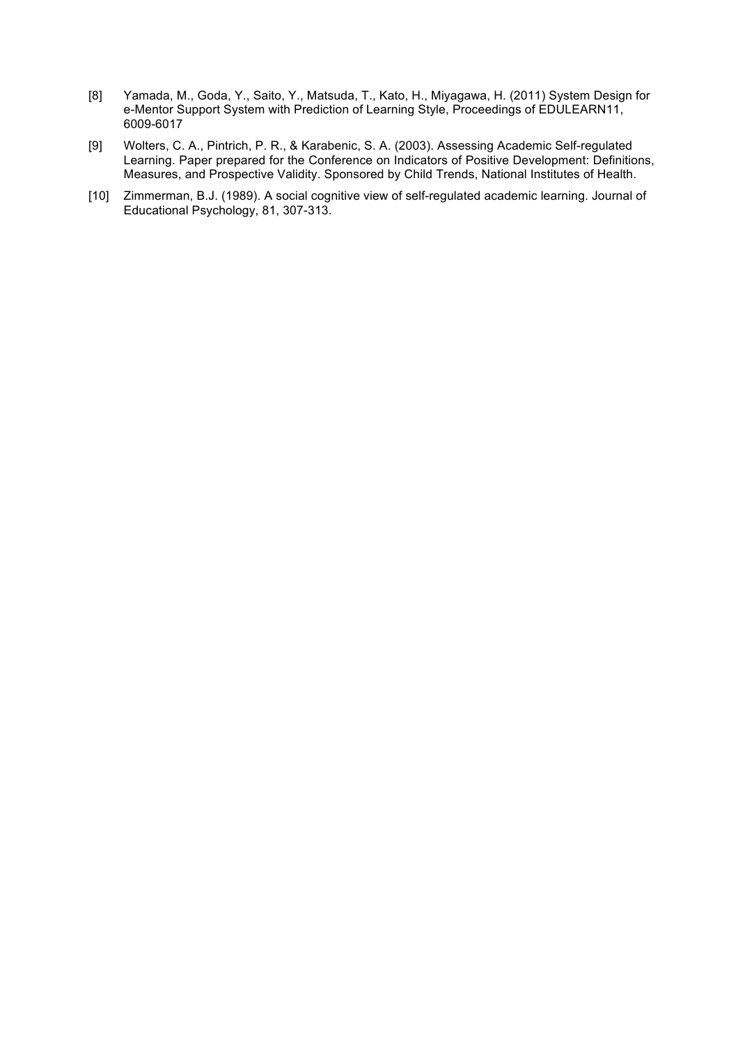[8] Yamada, M., Goda, Y., Saito, Y., Matsuda, T., Kato, H., Miyagawa, H. (2011) System Design for e-Mentor Support System with Prediction of Learning Style, Proceedings of EDULEARN11, 6009-6017

[9] Wolters, C. A., Pintrich, P. R., & Karabenic, S. A. (2003). Assessing Academic Self-regulated Learning. Paper prepared for the Conference on Indicators of Positive Development: Definitions, Measures, and Prospective Validity. Sponsored by Child Trends, National Institutes of Health.

[10] Zimmerman, B.J. (1989). A social cognitive view of self-regulated academic learning. Journal of Educational Psychology, 81, 307-313.